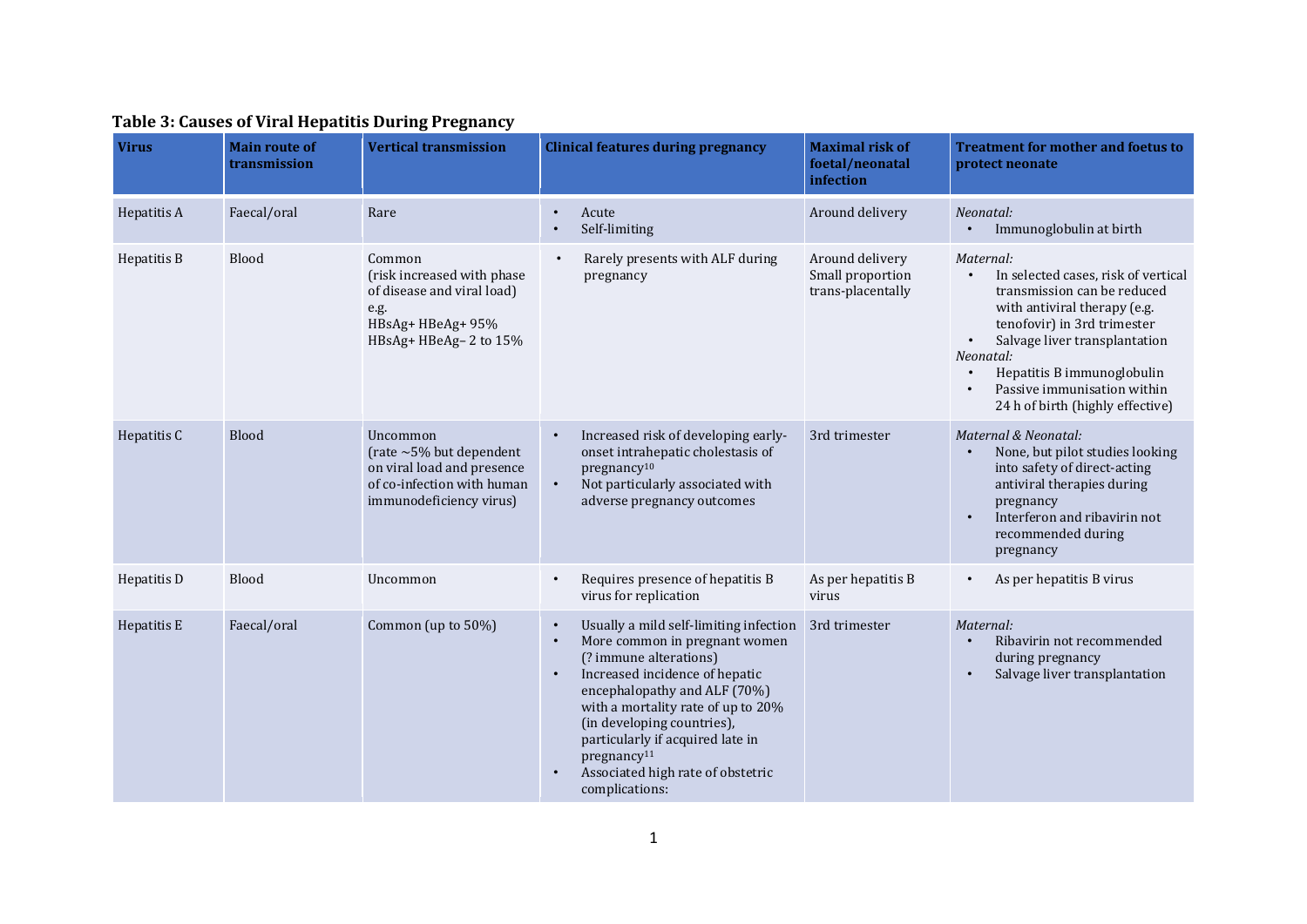**Table 3: Causes of Viral Hepatitis During Pregnancy**

| Virus | Main route of transmission | Vertical transmission | Clinical features during pregnancy | Maximal risk of foetal/neonatal infection | Treatment for mother and foetus to protect neonate |
|---|---|---|---|---|---|
| Hepatitis A | Faecal/oral | Rare | • Acute<br>• Self-limiting | Around delivery | *Neonatal:*<br>• Immunoglobulin at birth |
| Hepatitis B | Blood | Common<br>(risk increased with phase of disease and viral load)<br>e.g.<br>HBsAg+ HBeAg+ 95%<br>HBsAg+ HBeAg– 2 to 15% | • Rarely presents with ALF during pregnancy | Around delivery<br>Small proportion trans-placentally | *Maternal:*<br>• In selected cases, risk of vertical transmission can be reduced with antiviral therapy (e.g. tenofovir) in 3rd trimester<br>• Salvage liver transplantation<br>*Neonatal:*<br>• Hepatitis B immunoglobulin<br>• Passive immunisation within 24 h of birth (highly effective) |
| Hepatitis C | Blood | Uncommon<br>(rate ~5% but dependent on viral load and presence of co-infection with human immunodeficiency virus) | • Increased risk of developing early-onset intrahepatic cholestasis of pregnancy[10]<br>• Not particularly associated with adverse pregnancy outcomes | 3rd trimester | *Maternal & Neonatal:*<br>• None, but pilot studies looking into safety of direct-acting antiviral therapies during pregnancy<br>• Interferon and ribavirin not recommended during pregnancy |
| Hepatitis D | Blood | Uncommon | • Requires presence of hepatitis B virus for replication | As per hepatitis B virus | • As per hepatitis B virus |
| Hepatitis E | Faecal/oral | Common (up to 50%) | • Usually a mild self-limiting infection<br>• More common in pregnant women (? immune alterations)<br>• Increased incidence of hepatic encephalopathy and ALF (70%) with a mortality rate of up to 20% (in developing countries), particularly if acquired late in pregnancy[11]<br>• Associated high rate of obstetric complications: | 3rd trimester | *Maternal:*<br>• Ribavirin not recommended during pregnancy<br>• Salvage liver transplantation |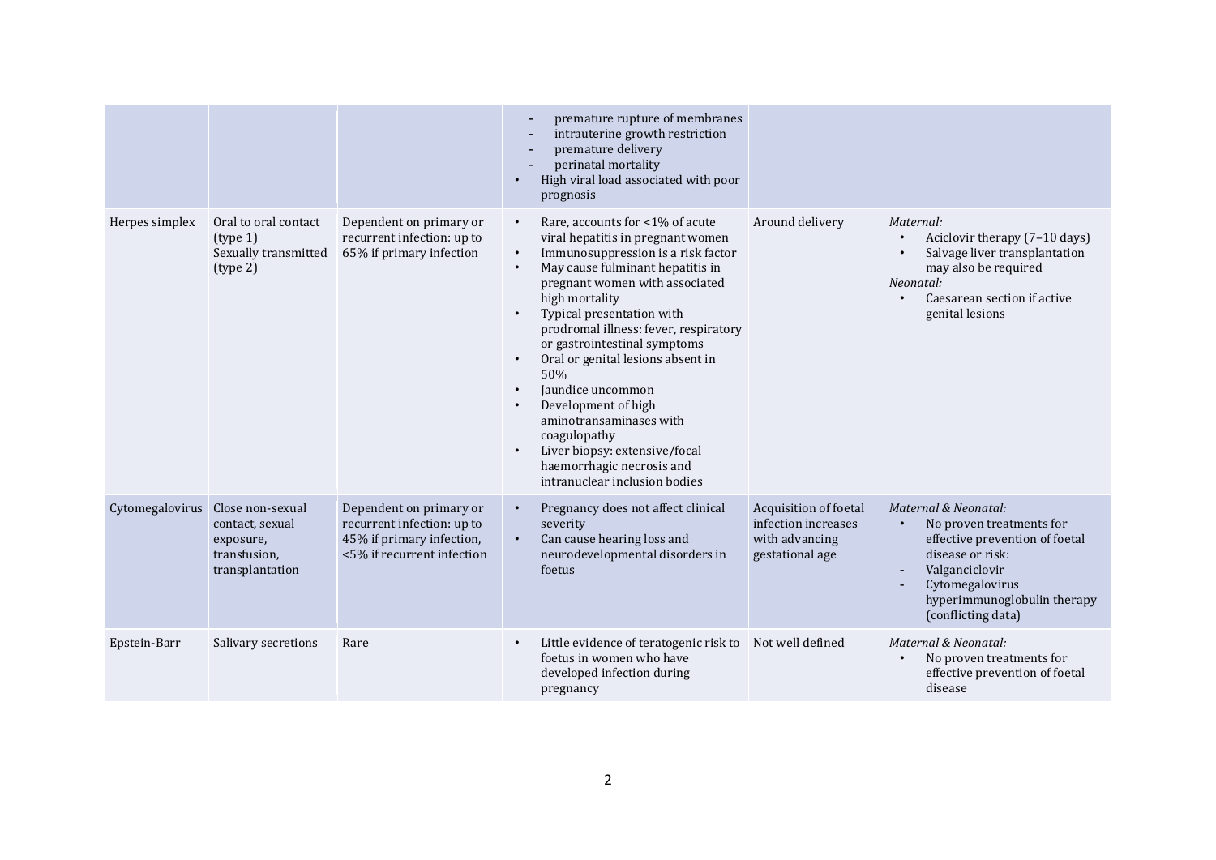| | | | | | |
|---|---|---|---|---|---|
| | | | - premature rupture of membranes<br>- intrauterine growth restriction<br>- premature delivery<br>- perinatal mortality<br>• High viral load associated with poor prognosis | | |
| Herpes simplex | Oral to oral contact (type 1)<br>Sexually transmitted (type 2) | Dependent on primary or recurrent infection: up to 65% if primary infection | • Rare, accounts for <1% of acute viral hepatitis in pregnant women<br>• Immunosuppression is a risk factor<br>• May cause fulminant hepatitis in pregnant women with associated high mortality<br>• Typical presentation with prodromal illness: fever, respiratory or gastrointestinal symptoms<br>• Oral or genital lesions absent in 50%<br>• Jaundice uncommon<br>• Development of high aminotransaminases with coagulopathy<br>• Liver biopsy: extensive/focal haemorrhagic necrosis and intranuclear inclusion bodies | Around delivery | *Maternal:*<br>• Aciclovir therapy (7–10 days)<br>• Salvage liver transplantation may also be required<br>*Neonatal:*<br>• Caesarean section if active genital lesions |
| Cytomegalovirus | Close non-sexual contact, sexual exposure, transfusion, transplantation | Dependent on primary or recurrent infection: up to 45% if primary infection, <5% if recurrent infection | • Pregnancy does not affect clinical severity<br>• Can cause hearing loss and neurodevelopmental disorders in foetus | Acquisition of foetal infection increases with advancing gestational age | *Maternal & Neonatal:*<br>• No proven treatments for effective prevention of foetal disease or risk:<br>- Valganciclovir<br>- Cytomegalovirus hyperimmunoglobulin therapy (conflicting data) |
| Epstein-Barr | Salivary secretions | Rare | • Little evidence of teratogenic risk to foetus in women who have developed infection during pregnancy | Not well defined | *Maternal & Neonatal:*<br>• No proven treatments for effective prevention of foetal disease |